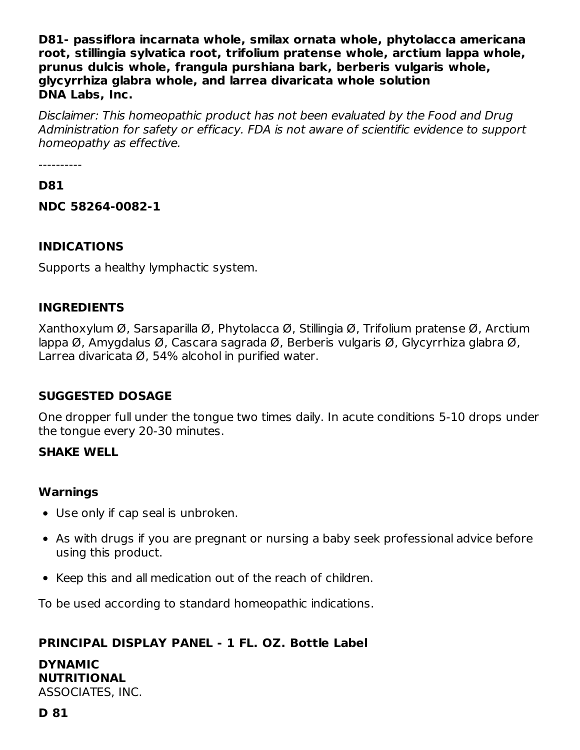**D81- passiflora incarnata whole, smilax ornata whole, phytolacca americana root, stillingia sylvatica root, trifolium pratense whole, arctium lappa whole, prunus dulcis whole, frangula purshiana bark, berberis vulgaris whole, glycyrrhiza glabra whole, and larrea divaricata whole solution**
**DNA Labs, Inc.**

*Disclaimer: This homeopathic product has not been evaluated by the Food and Drug Administration for safety or efficacy. FDA is not aware of scientific evidence to support homeopathy as effective.*

----------

**D81**

**NDC 58264-0082-1**

## INDICATIONS

Supports a healthy lymphactic system.

## INGREDIENTS

Xanthoxylum Ø, Sarsaparilla Ø, Phytolacca Ø, Stillingia Ø, Trifolium pratense Ø, Arctium lappa Ø, Amygdalus Ø, Cascara sagrada Ø, Berberis vulgaris Ø, Glycyrrhiza glabra Ø, Larrea divaricata Ø, 54% alcohol in purified water.

## SUGGESTED DOSAGE

One dropper full under the tongue two times daily. In acute conditions 5-10 drops under the tongue every 20-30 minutes.

**SHAKE WELL**

### Warnings

- Use only if cap seal is unbroken.
- As with drugs if you are pregnant or nursing a baby seek professional advice before using this product.
- Keep this and all medication out of the reach of children.

To be used according to standard homeopathic indications.

## PRINCIPAL DISPLAY PANEL - 1 FL. OZ. Bottle Label

**DYNAMIC**
**NUTRITIONAL**
ASSOCIATES, INC.

**D 81**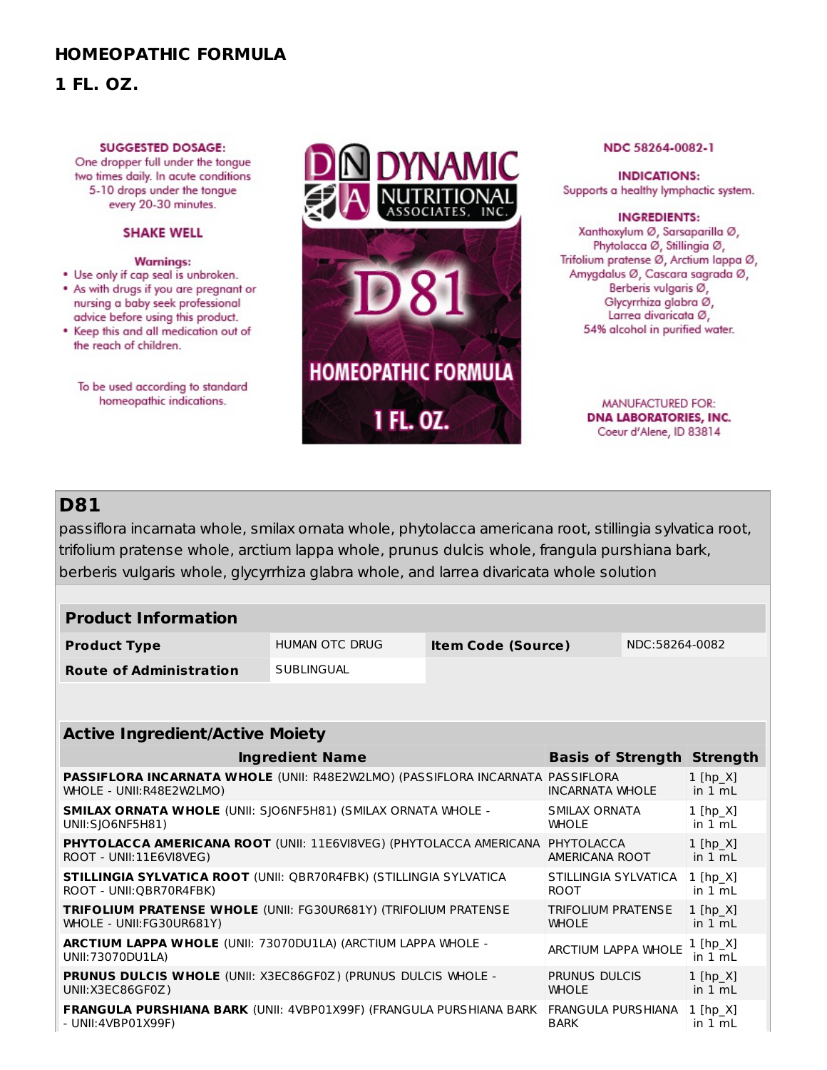## HOMEOPATHIC FORMULA

## 1 FL. OZ.

**SUGGESTED DOSAGE:**
One dropper full under the tongue two times daily. In acute conditions 5-10 drops under the tongue every 20-30 minutes.

**SHAKE WELL**

**Warnings:**

- Use only if cap seal is unbroken.
- As with drugs if you are pregnant or nursing a baby seek professional advice before using this product.
- Keep this and all medication out of the reach of children.

To be used according to standard homeopathic indications.

DYNAMIC NUTRITIONAL ASSOCIATES, INC.

D81

HOMEOPATHIC FORMULA

1 FL. OZ.

NDC 58264-0082-1

**INDICATIONS:**
Supports a healthy lymphactic system.

**INGREDIENTS:**
Xanthoxylum Ø, Sarsaparilla Ø, Phytolacca Ø, Stillingia Ø, Trifolium pratense Ø, Arctium lappa Ø, Amygdalus Ø, Cascara sagrada Ø, Berberis vulgaris Ø, Glycyrrhiza glabra Ø, Larrea divaricata Ø, 54% alcohol in purified water.

MANUFACTURED FOR:
**DNA LABORATORIES, INC.**
Coeur d'Alene, ID 83814

## D81

passiflora incarnata whole, smilax ornata whole, phytolacca americana root, stillingia sylvatica root, trifolium pratense whole, arctium lappa whole, prunus dulcis whole, frangula purshiana bark, berberis vulgaris whole, glycyrrhiza glabra whole, and larrea divaricata whole solution

| **Product Information** | | | |
|---|---|---|---|
| **Product Type** | HUMAN OTC DRUG | **Item Code (Source)** | NDC:58264-0082 |
| **Route of Administration** | SUBLINGUAL | | |

| **Active Ingredient/Active Moiety** | | |
|---|---|---|
| **Ingredient Name** | **Basis of Strength** | **Strength** |
| **PASSIFLORA INCARNATA WHOLE** (UNII: R48E2W2LMO) (PASSIFLORA INCARNATA WHOLE - UNII:R48E2W2LMO) | PASSIFLORA INCARNATA WHOLE | 1 [hp_X] in 1 mL |
| **SMILAX ORNATA WHOLE** (UNII: SJO6NF5H81) (SMILAX ORNATA WHOLE - UNII:SJO6NF5H81) | SMILAX ORNATA WHOLE | 1 [hp_X] in 1 mL |
| **PHYTOLACCA AMERICANA ROOT** (UNII: 11E6VI8VEG) (PHYTOLACCA AMERICANA ROOT - UNII:11E6VI8VEG) | PHYTOLACCA AMERICANA ROOT | 1 [hp_X] in 1 mL |
| **STILLINGIA SYLVATICA ROOT** (UNII: QBR70R4FBK) (STILLINGIA SYLVATICA ROOT - UNII:QBR70R4FBK) | STILLINGIA SYLVATICA ROOT | 1 [hp_X] in 1 mL |
| **TRIFOLIUM PRATENSE WHOLE** (UNII: FG30UR681Y) (TRIFOLIUM PRATENSE WHOLE - UNII:FG30UR681Y) | TRIFOLIUM PRATENSE WHOLE | 1 [hp_X] in 1 mL |
| **ARCTIUM LAPPA WHOLE** (UNII: 73070DU1LA) (ARCTIUM LAPPA WHOLE - UNII:73070DU1LA) | ARCTIUM LAPPA WHOLE | 1 [hp_X] in 1 mL |
| **PRUNUS DULCIS WHOLE** (UNII: X3EC86GF0Z) (PRUNUS DULCIS WHOLE - UNII:X3EC86GF0Z) | PRUNUS DULCIS WHOLE | 1 [hp_X] in 1 mL |
| **FRANGULA PURSHIANA BARK** (UNII: 4VBP01X99F) (FRANGULA PURSHIANA BARK - UNII:4VBP01X99F) | FRANGULA PURSHIANA BARK | 1 [hp_X] in 1 mL |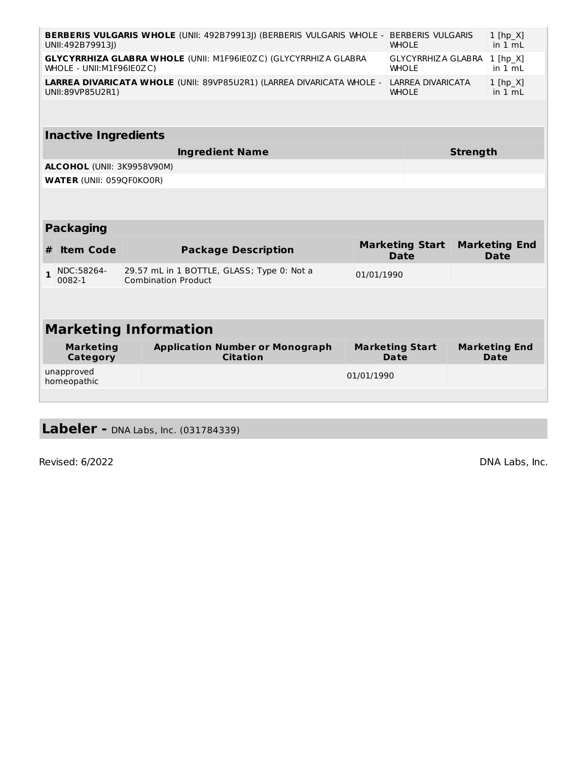| | | |
|---|---|---|
| **BERBERIS VULGARIS WHOLE** (UNII: 492B79913J) (BERBERIS VULGARIS WHOLE - UNII:492B79913J) | BERBERIS VULGARIS WHOLE | 1 [hp_X] in 1 mL |
| **GLYCYRRHIZA GLABRA WHOLE** (UNII: M1F96IE0ZC) (GLYCYRRHIZA GLABRA WHOLE - UNII:M1F96IE0ZC) | GLYCYRRHIZA GLABRA WHOLE | 1 [hp_X] in 1 mL |
| **LARREA DIVARICATA WHOLE** (UNII: 89VP85U2R1) (LARREA DIVARICATA WHOLE - UNII:89VP85U2R1) | LARREA DIVARICATA WHOLE | 1 [hp_X] in 1 mL |

## Inactive Ingredients

| Ingredient Name | Strength |
|---|---|
| **ALCOHOL** (UNII: 3K9958V90M) | |
| **WATER** (UNII: 059QF0KO0R) | |

## Packaging

| # | Item Code | Package Description | Marketing Start Date | Marketing End Date |
|---|---|---|---|---|
| 1 | NDC:58264-0082-1 | 29.57 mL in 1 BOTTLE, GLASS; Type 0: Not a Combination Product | 01/01/1990 | |

## Marketing Information

| Marketing Category | Application Number or Monograph Citation | Marketing Start Date | Marketing End Date |
|---|---|---|---|
| unapproved homeopathic | | 01/01/1990 | |

**Labeler -** DNA Labs, Inc. (031784339)

Revised: 6/2022

DNA Labs, Inc.